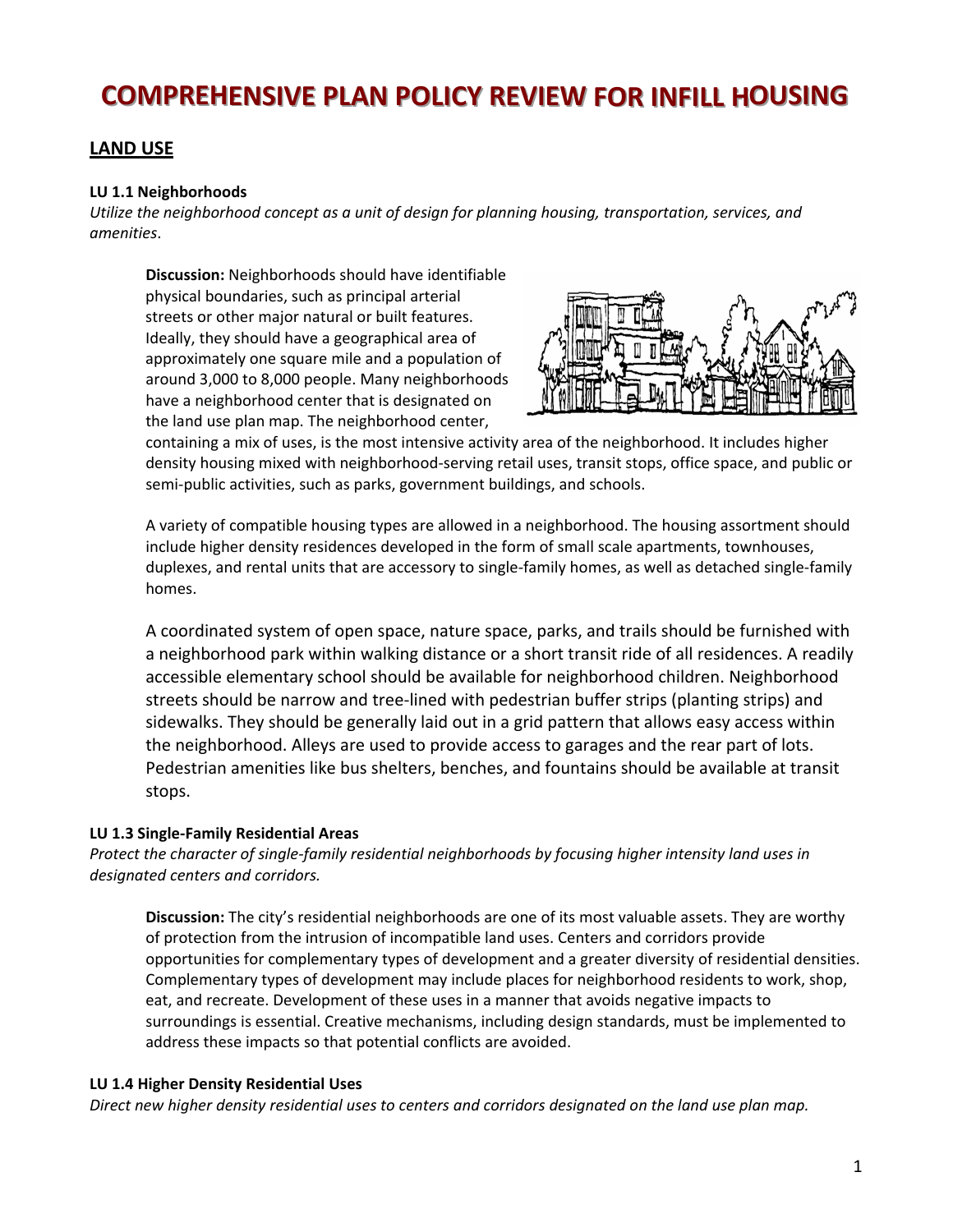# COMPREHENSIVE PLAN POLICY REVIEW FOR INFILL HOUSING

## LAND USE

**LU 1.1 Neighborhoods**

*Utilize the neighborhood concept as a unit of design for planning housing, transportation, services, and amenities*.

**Discussion:** Neighborhoods should have identifiable physical boundaries, such as principal arterial streets or other major natural or built features. Ideally, they should have a geographical area of approximately one square mile and a population of around 3,000 to 8,000 people. Many neighborhoods have a neighborhood center that is designated on the land use plan map. The neighborhood center, containing a mix of uses, is the most intensive activity area of the neighborhood. It includes higher density housing mixed with neighborhood-serving retail uses, transit stops, office space, and public or semi-public activities, such as parks, government buildings, and schools.

A variety of compatible housing types are allowed in a neighborhood. The housing assortment should include higher density residences developed in the form of small scale apartments, townhouses, duplexes, and rental units that are accessory to single-family homes, as well as detached single-family homes.

A coordinated system of open space, nature space, parks, and trails should be furnished with a neighborhood park within walking distance or a short transit ride of all residences. A readily accessible elementary school should be available for neighborhood children. Neighborhood streets should be narrow and tree-lined with pedestrian buffer strips (planting strips) and sidewalks. They should be generally laid out in a grid pattern that allows easy access within the neighborhood. Alleys are used to provide access to garages and the rear part of lots. Pedestrian amenities like bus shelters, benches, and fountains should be available at transit stops.

**LU 1.3 Single-Family Residential Areas**

*Protect the character of single-family residential neighborhoods by focusing higher intensity land uses in designated centers and corridors.*

**Discussion:** The city's residential neighborhoods are one of its most valuable assets. They are worthy of protection from the intrusion of incompatible land uses. Centers and corridors provide opportunities for complementary types of development and a greater diversity of residential densities. Complementary types of development may include places for neighborhood residents to work, shop, eat, and recreate. Development of these uses in a manner that avoids negative impacts to surroundings is essential. Creative mechanisms, including design standards, must be implemented to address these impacts so that potential conflicts are avoided.

**LU 1.4 Higher Density Residential Uses**

*Direct new higher density residential uses to centers and corridors designated on the land use plan map.*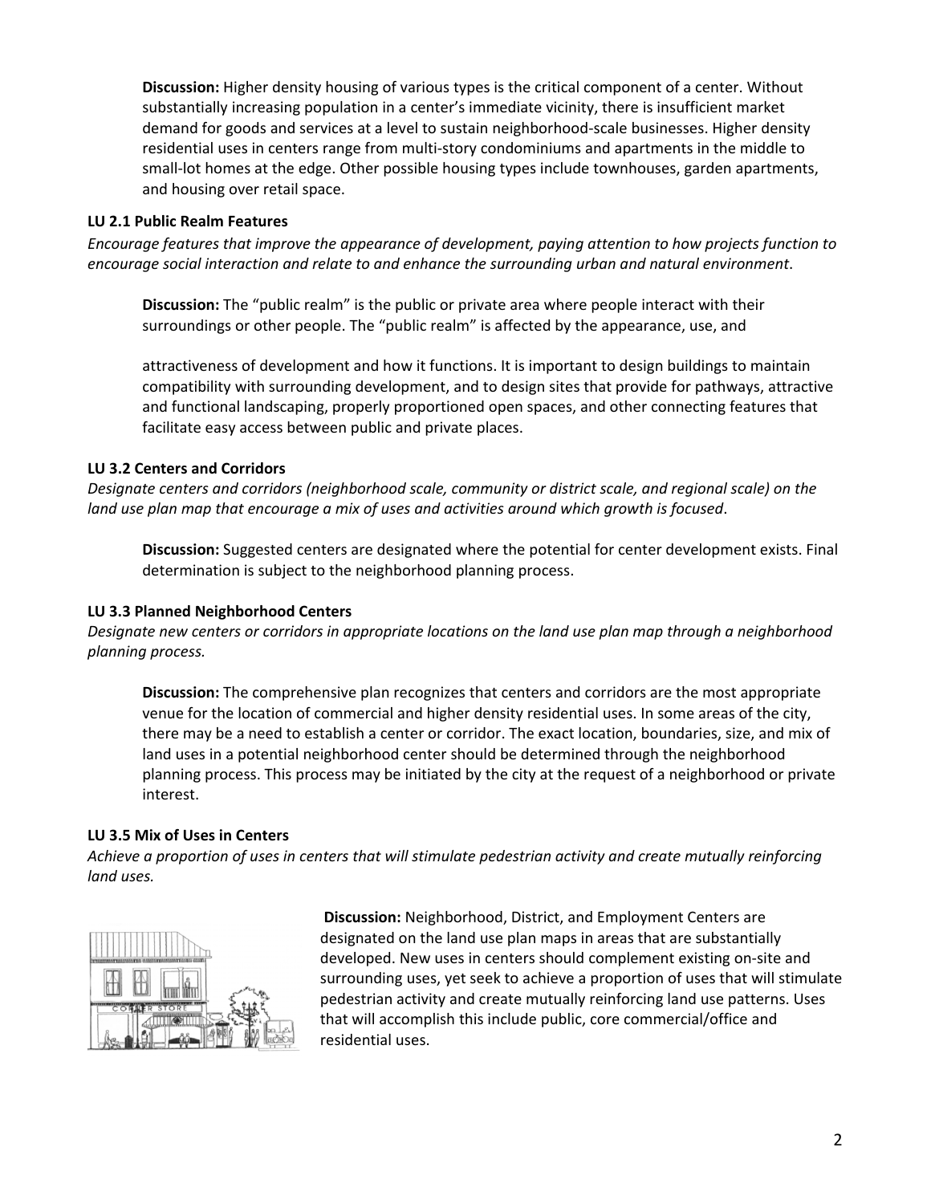**Discussion:** Higher density housing of various types is the critical component of a center. Without substantially increasing population in a center's immediate vicinity, there is insufficient market demand for goods and services at a level to sustain neighborhood-scale businesses. Higher density residential uses in centers range from multi-story condominiums and apartments in the middle to small-lot homes at the edge. Other possible housing types include townhouses, garden apartments, and housing over retail space.

### LU 2.1 Public Realm Features

*Encourage features that improve the appearance of development, paying attention to how projects function to encourage social interaction and relate to and enhance the surrounding urban and natural environment.*

**Discussion:** The "public realm" is the public or private area where people interact with their surroundings or other people. The "public realm" is affected by the appearance, use, and attractiveness of development and how it functions. It is important to design buildings to maintain compatibility with surrounding development, and to design sites that provide for pathways, attractive and functional landscaping, properly proportioned open spaces, and other connecting features that facilitate easy access between public and private places.

### LU 3.2 Centers and Corridors

*Designate centers and corridors (neighborhood scale, community or district scale, and regional scale) on the land use plan map that encourage a mix of uses and activities around which growth is focused.*

**Discussion:** Suggested centers are designated where the potential for center development exists. Final determination is subject to the neighborhood planning process.

### LU 3.3 Planned Neighborhood Centers

*Designate new centers or corridors in appropriate locations on the land use plan map through a neighborhood planning process.*

**Discussion:** The comprehensive plan recognizes that centers and corridors are the most appropriate venue for the location of commercial and higher density residential uses. In some areas of the city, there may be a need to establish a center or corridor. The exact location, boundaries, size, and mix of land uses in a potential neighborhood center should be determined through the neighborhood planning process. This process may be initiated by the city at the request of a neighborhood or private interest.

### LU 3.5 Mix of Uses in Centers

*Achieve a proportion of uses in centers that will stimulate pedestrian activity and create mutually reinforcing land uses.*

**Discussion:** Neighborhood, District, and Employment Centers are designated on the land use plan maps in areas that are substantially developed. New uses in centers should complement existing on-site and surrounding uses, yet seek to achieve a proportion of uses that will stimulate pedestrian activity and create mutually reinforcing land use patterns. Uses that will accomplish this include public, core commercial/office and residential uses.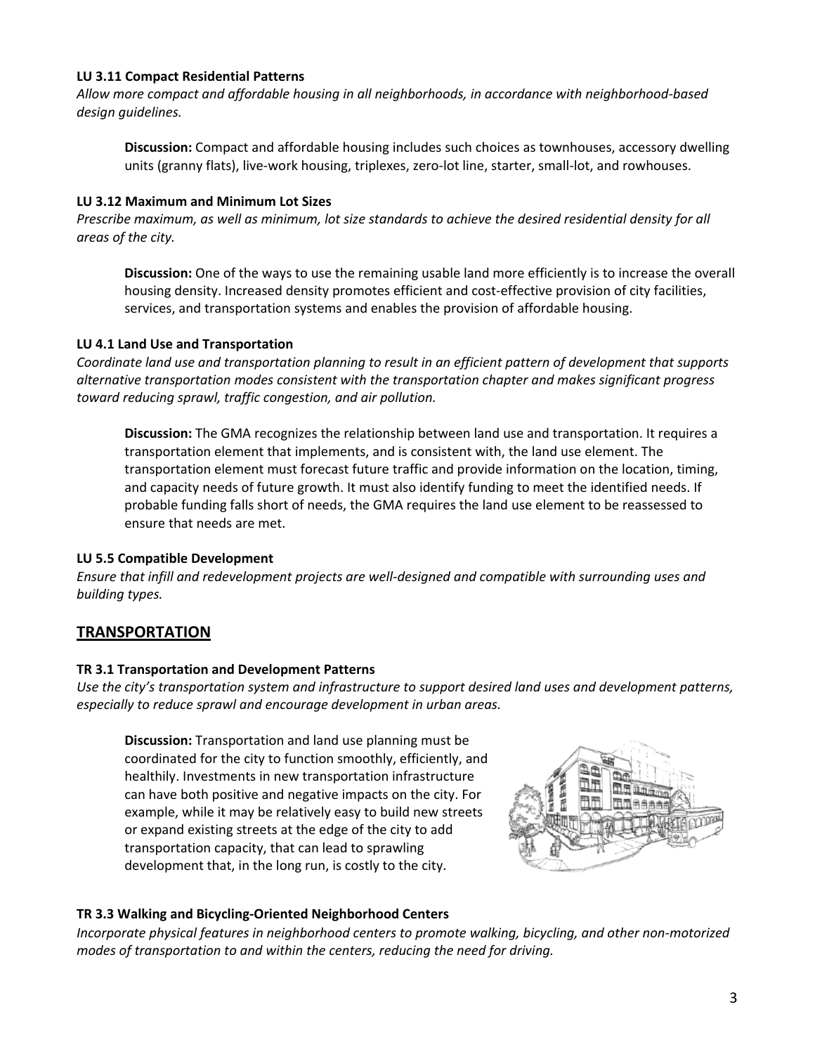**LU 3.11 Compact Residential Patterns**

*Allow more compact and affordable housing in all neighborhoods, in accordance with neighborhood-based design guidelines.*

**Discussion:** Compact and affordable housing includes such choices as townhouses, accessory dwelling units (granny flats), live-work housing, triplexes, zero-lot line, starter, small-lot, and rowhouses.

**LU 3.12 Maximum and Minimum Lot Sizes**

*Prescribe maximum, as well as minimum, lot size standards to achieve the desired residential density for all areas of the city.*

**Discussion:** One of the ways to use the remaining usable land more efficiently is to increase the overall housing density. Increased density promotes efficient and cost-effective provision of city facilities, services, and transportation systems and enables the provision of affordable housing.

**LU 4.1 Land Use and Transportation**

*Coordinate land use and transportation planning to result in an efficient pattern of development that supports alternative transportation modes consistent with the transportation chapter and makes significant progress toward reducing sprawl, traffic congestion, and air pollution.*

**Discussion:** The GMA recognizes the relationship between land use and transportation. It requires a transportation element that implements, and is consistent with, the land use element. The transportation element must forecast future traffic and provide information on the location, timing, and capacity needs of future growth. It must also identify funding to meet the identified needs. If probable funding falls short of needs, the GMA requires the land use element to be reassessed to ensure that needs are met.

**LU 5.5 Compatible Development**

*Ensure that infill and redevelopment projects are well-designed and compatible with surrounding uses and building types.*

## TRANSPORTATION

**TR 3.1 Transportation and Development Patterns**

*Use the city's transportation system and infrastructure to support desired land uses and development patterns, especially to reduce sprawl and encourage development in urban areas.*

**Discussion:** Transportation and land use planning must be coordinated for the city to function smoothly, efficiently, and healthily. Investments in new transportation infrastructure can have both positive and negative impacts on the city. For example, while it may be relatively easy to build new streets or expand existing streets at the edge of the city to add transportation capacity, that can lead to sprawling development that, in the long run, is costly to the city.

**TR 3.3 Walking and Bicycling-Oriented Neighborhood Centers**

*Incorporate physical features in neighborhood centers to promote walking, bicycling, and other non-motorized modes of transportation to and within the centers, reducing the need for driving.*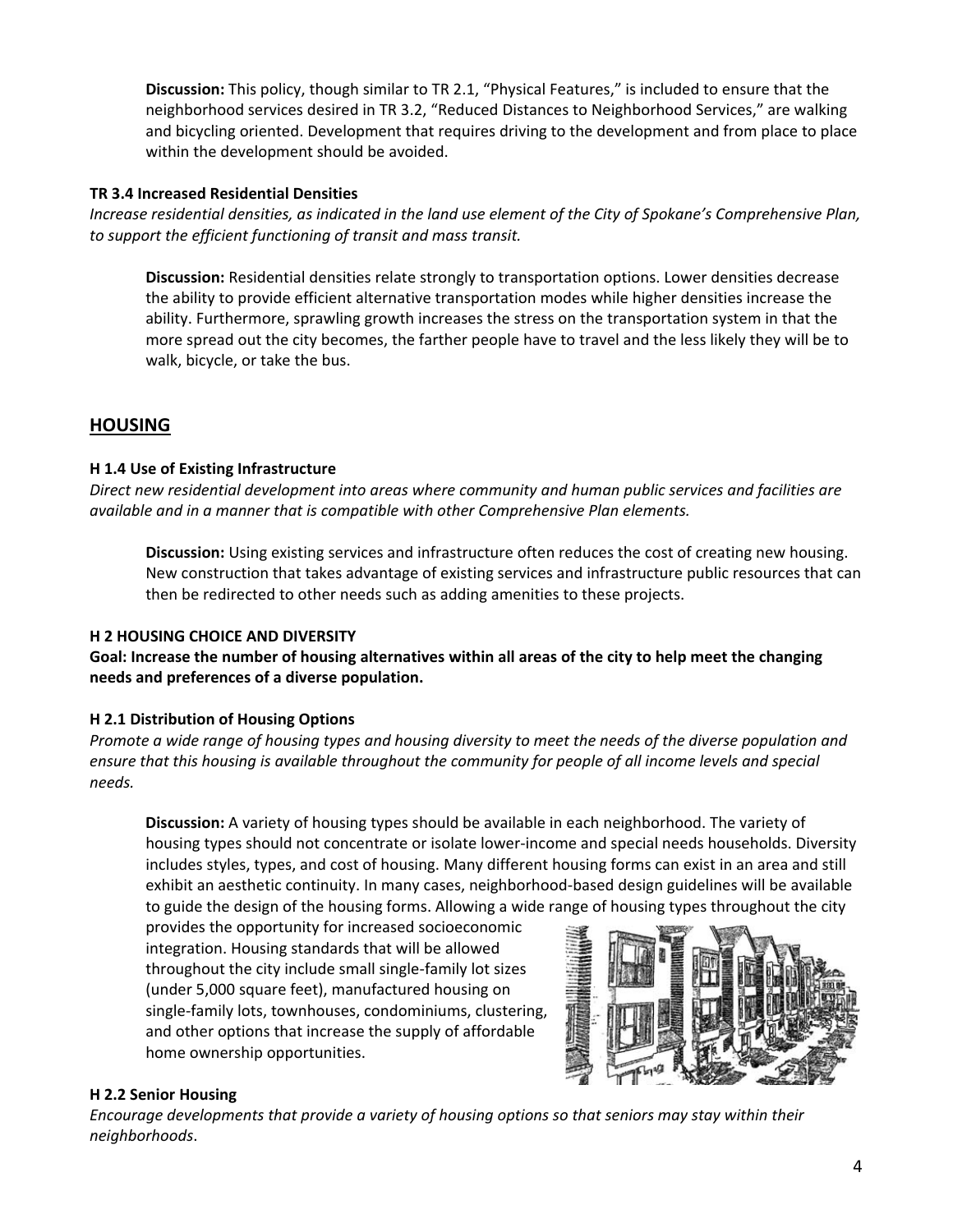**Discussion:** This policy, though similar to TR 2.1, "Physical Features," is included to ensure that the neighborhood services desired in TR 3.2, "Reduced Distances to Neighborhood Services," are walking and bicycling oriented. Development that requires driving to the development and from place to place within the development should be avoided.

**TR 3.4 Increased Residential Densities**

*Increase residential densities, as indicated in the land use element of the City of Spokane's Comprehensive Plan, to support the efficient functioning of transit and mass transit.*

**Discussion:** Residential densities relate strongly to transportation options. Lower densities decrease the ability to provide efficient alternative transportation modes while higher densities increase the ability. Furthermore, sprawling growth increases the stress on the transportation system in that the more spread out the city becomes, the farther people have to travel and the less likely they will be to walk, bicycle, or take the bus.

## HOUSING

**H 1.4 Use of Existing Infrastructure**

*Direct new residential development into areas where community and human public services and facilities are available and in a manner that is compatible with other Comprehensive Plan elements.*

**Discussion:** Using existing services and infrastructure often reduces the cost of creating new housing. New construction that takes advantage of existing services and infrastructure public resources that can then be redirected to other needs such as adding amenities to these projects.

**H 2 HOUSING CHOICE AND DIVERSITY**

**Goal: Increase the number of housing alternatives within all areas of the city to help meet the changing needs and preferences of a diverse population.**

**H 2.1 Distribution of Housing Options**

*Promote a wide range of housing types and housing diversity to meet the needs of the diverse population and ensure that this housing is available throughout the community for people of all income levels and special needs.*

**Discussion:** A variety of housing types should be available in each neighborhood. The variety of housing types should not concentrate or isolate lower-income and special needs households. Diversity includes styles, types, and cost of housing. Many different housing forms can exist in an area and still exhibit an aesthetic continuity. In many cases, neighborhood-based design guidelines will be available to guide the design of the housing forms. Allowing a wide range of housing types throughout the city provides the opportunity for increased socioeconomic integration. Housing standards that will be allowed throughout the city include small single-family lot sizes (under 5,000 square feet), manufactured housing on single-family lots, townhouses, condominiums, clustering, and other options that increase the supply of affordable home ownership opportunities.

**H 2.2 Senior Housing**

*Encourage developments that provide a variety of housing options so that seniors may stay within their neighborhoods*.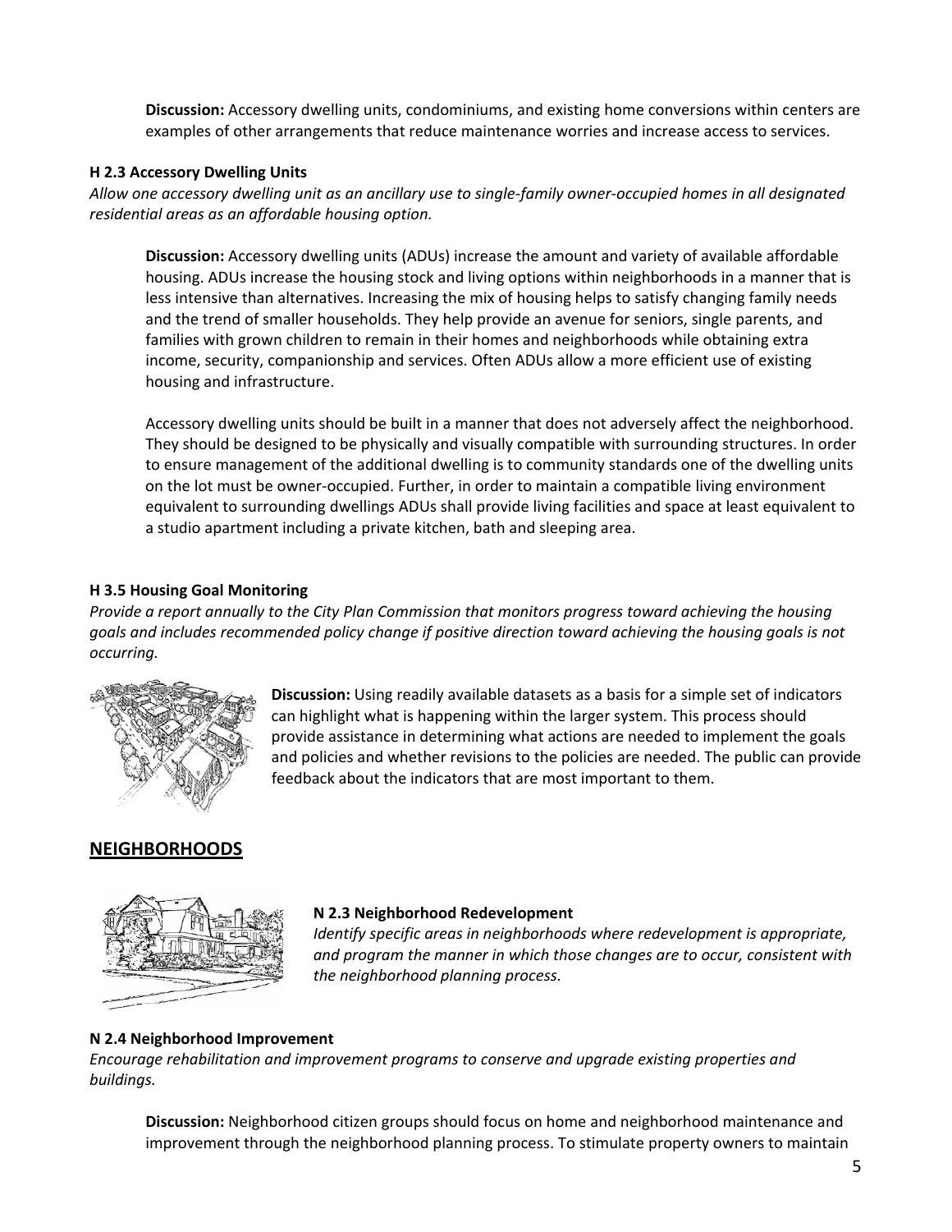**Discussion:** Accessory dwelling units, condominiums, and existing home conversions within centers are examples of other arrangements that reduce maintenance worries and increase access to services.

**H 2.3 Accessory Dwelling Units**

*Allow one accessory dwelling unit as an ancillary use to single-family owner-occupied homes in all designated residential areas as an affordable housing option.*

**Discussion:** Accessory dwelling units (ADUs) increase the amount and variety of available affordable housing. ADUs increase the housing stock and living options within neighborhoods in a manner that is less intensive than alternatives. Increasing the mix of housing helps to satisfy changing family needs and the trend of smaller households. They help provide an avenue for seniors, single parents, and families with grown children to remain in their homes and neighborhoods while obtaining extra income, security, companionship and services. Often ADUs allow a more efficient use of existing housing and infrastructure.

Accessory dwelling units should be built in a manner that does not adversely affect the neighborhood. They should be designed to be physically and visually compatible with surrounding structures. In order to ensure management of the additional dwelling is to community standards one of the dwelling units on the lot must be owner-occupied. Further, in order to maintain a compatible living environment equivalent to surrounding dwellings ADUs shall provide living facilities and space at least equivalent to a studio apartment including a private kitchen, bath and sleeping area.

**H 3.5 Housing Goal Monitoring**

*Provide a report annually to the City Plan Commission that monitors progress toward achieving the housing goals and includes recommended policy change if positive direction toward achieving the housing goals is not occurring.*

**Discussion:** Using readily available datasets as a basis for a simple set of indicators can highlight what is happening within the larger system. This process should provide assistance in determining what actions are needed to implement the goals and policies and whether revisions to the policies are needed. The public can provide feedback about the indicators that are most important to them.

## NEIGHBORHOODS

**N 2.3 Neighborhood Redevelopment**

*Identify specific areas in neighborhoods where redevelopment is appropriate, and program the manner in which those changes are to occur, consistent with the neighborhood planning process.*

**N 2.4 Neighborhood Improvement**

*Encourage rehabilitation and improvement programs to conserve and upgrade existing properties and buildings.*

**Discussion:** Neighborhood citizen groups should focus on home and neighborhood maintenance and improvement through the neighborhood planning process. To stimulate property owners to maintain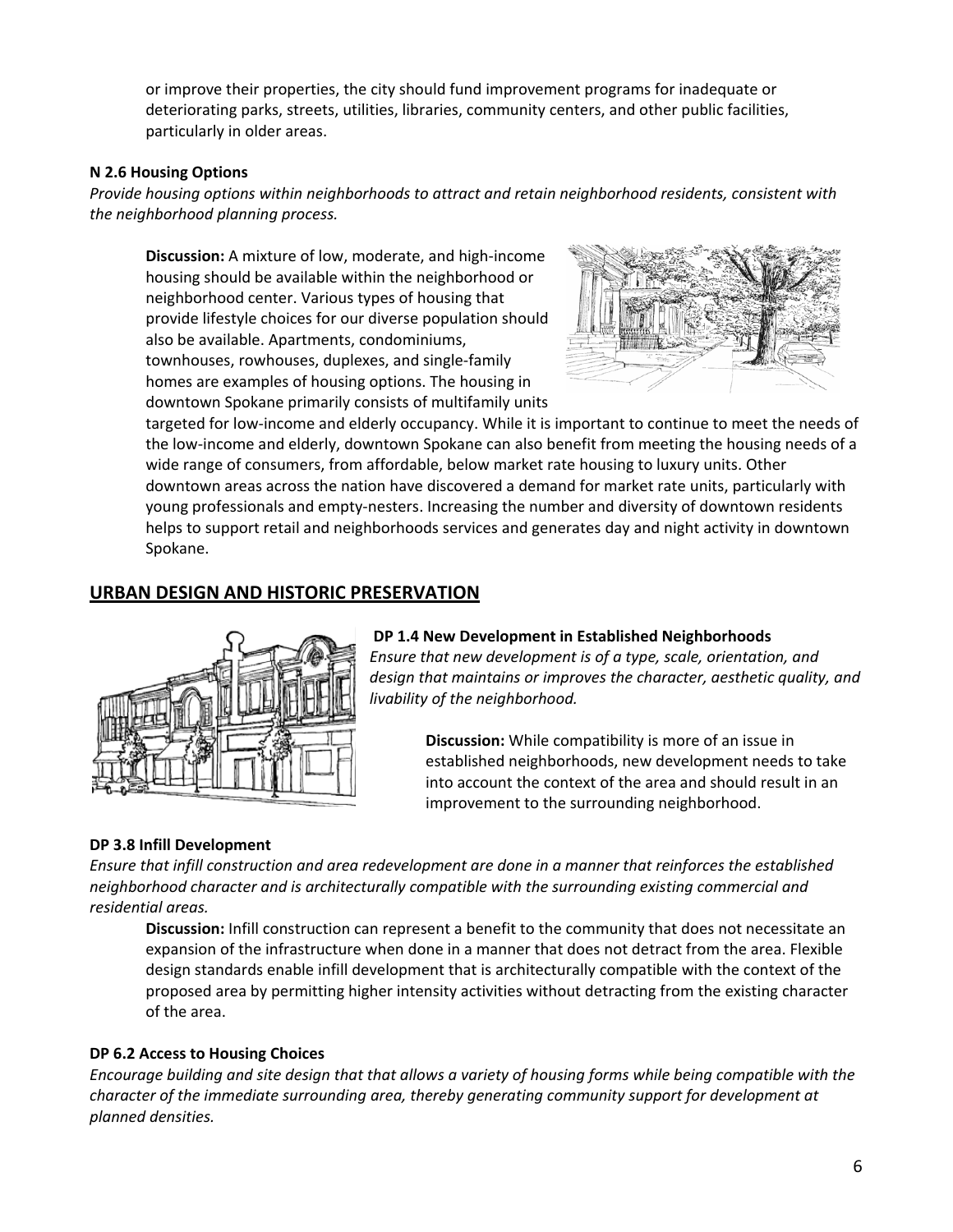or improve their properties, the city should fund improvement programs for inadequate or deteriorating parks, streets, utilities, libraries, community centers, and other public facilities, particularly in older areas.

**N 2.6 Housing Options**

*Provide housing options within neighborhoods to attract and retain neighborhood residents, consistent with the neighborhood planning process.*

**Discussion:** A mixture of low, moderate, and high-income housing should be available within the neighborhood or neighborhood center. Various types of housing that provide lifestyle choices for our diverse population should also be available. Apartments, condominiums, townhouses, rowhouses, duplexes, and single-family homes are examples of housing options. The housing in downtown Spokane primarily consists of multifamily units targeted for low-income and elderly occupancy. While it is important to continue to meet the needs of the low-income and elderly, downtown Spokane can also benefit from meeting the housing needs of a wide range of consumers, from affordable, below market rate housing to luxury units. Other downtown areas across the nation have discovered a demand for market rate units, particularly with young professionals and empty-nesters. Increasing the number and diversity of downtown residents helps to support retail and neighborhoods services and generates day and night activity in downtown Spokane.

## URBAN DESIGN AND HISTORIC PRESERVATION

**DP 1.4 New Development in Established Neighborhoods**

*Ensure that new development is of a type, scale, orientation, and design that maintains or improves the character, aesthetic quality, and livability of the neighborhood.*

**Discussion:** While compatibility is more of an issue in established neighborhoods, new development needs to take into account the context of the area and should result in an improvement to the surrounding neighborhood.

**DP 3.8 Infill Development**

*Ensure that infill construction and area redevelopment are done in a manner that reinforces the established neighborhood character and is architecturally compatible with the surrounding existing commercial and residential areas.*

**Discussion:** Infill construction can represent a benefit to the community that does not necessitate an expansion of the infrastructure when done in a manner that does not detract from the area. Flexible design standards enable infill development that is architecturally compatible with the context of the proposed area by permitting higher intensity activities without detracting from the existing character of the area.

**DP 6.2 Access to Housing Choices**

*Encourage building and site design that that allows a variety of housing forms while being compatible with the character of the immediate surrounding area, thereby generating community support for development at planned densities.*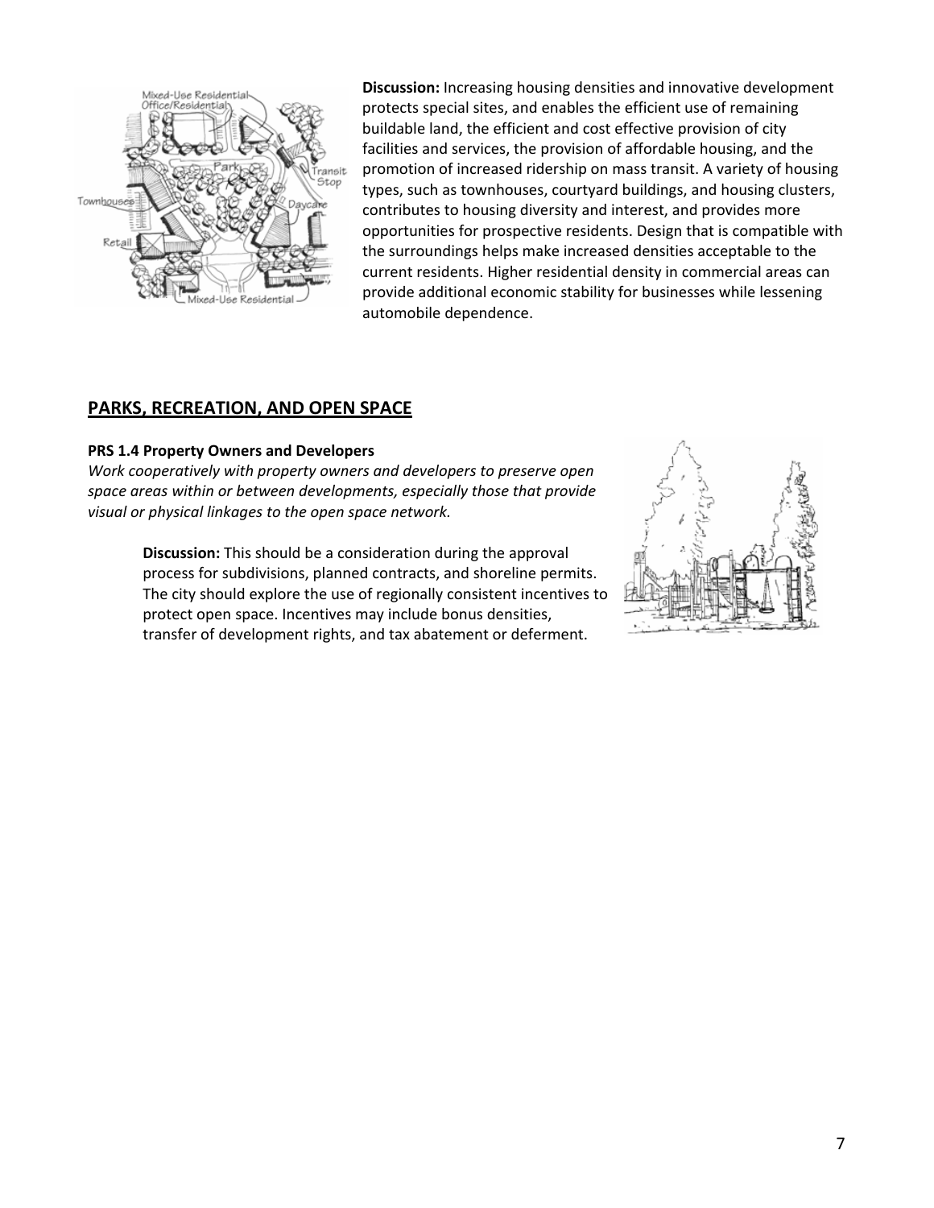**Discussion:** Increasing housing densities and innovative development protects special sites, and enables the efficient use of remaining buildable land, the efficient and cost effective provision of city facilities and services, the provision of affordable housing, and the promotion of increased ridership on mass transit. A variety of housing types, such as townhouses, courtyard buildings, and housing clusters, contributes to housing diversity and interest, and provides more opportunities for prospective residents. Design that is compatible with the surroundings helps make increased densities acceptable to the current residents. Higher residential density in commercial areas can provide additional economic stability for businesses while lessening automobile dependence.

## PARKS, RECREATION, AND OPEN SPACE

**PRS 1.4 Property Owners and Developers**

*Work cooperatively with property owners and developers to preserve open space areas within or between developments, especially those that provide visual or physical linkages to the open space network.*

**Discussion:** This should be a consideration during the approval process for subdivisions, planned contracts, and shoreline permits. The city should explore the use of regionally consistent incentives to protect open space. Incentives may include bonus densities, transfer of development rights, and tax abatement or deferment.